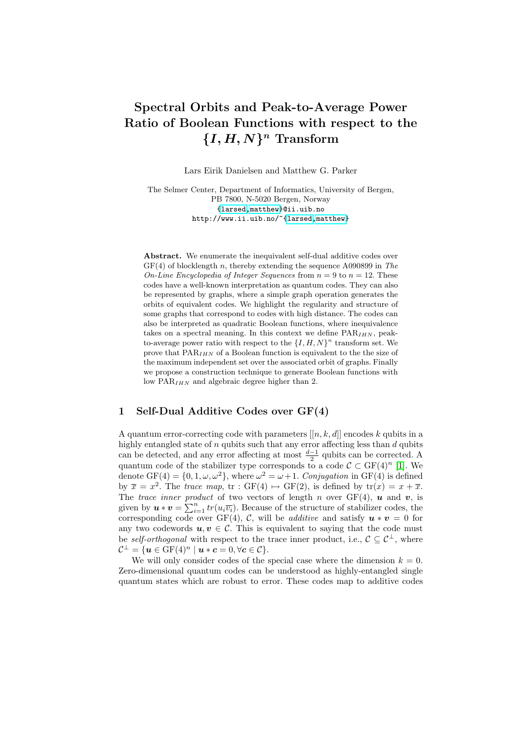# Spectral Orbits and Peak-to-Average Power Ratio of Boolean Functions with respect to the $\{I, H, N\}^n$ Transform

Lars Eirik Danielsen and Matthew G. Parker

The Selmer Center, Department of Informatics, University of Bergen,
PB 7800, N-5020 Bergen, Norway
{larsed,matthew}@ii.uib.no
http://www.ii.uib.no/~{larsed,matthew}

**Abstract.** We enumerate the inequivalent self-dual additive codes over GF(4) of blocklength $n$, thereby extending the sequence A090899 in *The On-Line Encyclopedia of Integer Sequences* from $n = 9$ to $n = 12$. These codes have a well-known interpretation as quantum codes. They can also be represented by graphs, where a simple graph operation generates the orbits of equivalent codes. We highlight the regularity and structure of some graphs that correspond to codes with high distance. The codes can also be interpreted as quadratic Boolean functions, where inequivalence takes on a spectral meaning. In this context we define $\text{PAR}_{IHN}$, peak-to-average power ratio with respect to the $\{I, H, N\}^n$ transform set. We prove that $\text{PAR}_{IHN}$ of a Boolean function is equivalent to the the size of the maximum independent set over the associated orbit of graphs. Finally we propose a construction technique to generate Boolean functions with low $\text{PAR}_{IHN}$ and algebraic degree higher than 2.

## 1 Self-Dual Additive Codes over GF(4)

A quantum error-correcting code with parameters $[[n, k, d]]$ encodes $k$ qubits in a highly entangled state of $n$ qubits such that any error affecting less than $d$ qubits can be detected, and any error affecting at most $\frac{d-1}{2}$ qubits can be corrected. A quantum code of the stabilizer type corresponds to a code $\mathcal{C} \subset \text{GF}(4)^n$ [1]. We denote $\text{GF}(4) = \{0, 1, \omega, \omega^2\}$, where $\omega^2 = \omega + 1$. *Conjugation* in GF(4) is defined by $\overline{x} = x^2$. The *trace map*, $\text{tr} : \text{GF}(4) \mapsto \text{GF}(2)$, is defined by $\text{tr}(x) = x + \overline{x}$. The *trace inner product* of two vectors of length $n$ over GF(4), $\boldsymbol{u}$ and $\boldsymbol{v}$, is given by $\boldsymbol{u} * \boldsymbol{v} = \sum_{i=1}^{n} tr(u_i \overline{v_i})$. Because of the structure of stabilizer codes, the corresponding code over GF(4), $\mathcal{C}$, will be *additive* and satisfy $\boldsymbol{u} * \boldsymbol{v} = 0$ for any two codewords $\boldsymbol{u}, \boldsymbol{v} \in \mathcal{C}$. This is equivalent to saying that the code must be *self-orthogonal* with respect to the trace inner product, i.e., $\mathcal{C} \subseteq \mathcal{C}^{\perp}$, where $\mathcal{C}^{\perp} = \{\boldsymbol{u} \in \text{GF}(4)^n \mid \boldsymbol{u} * \boldsymbol{c} = 0, \forall \boldsymbol{c} \in \mathcal{C}\}$.

We will only consider codes of the special case where the dimension $k = 0$. Zero-dimensional quantum codes can be understood as highly-entangled single quantum states which are robust to error. These codes map to additive codes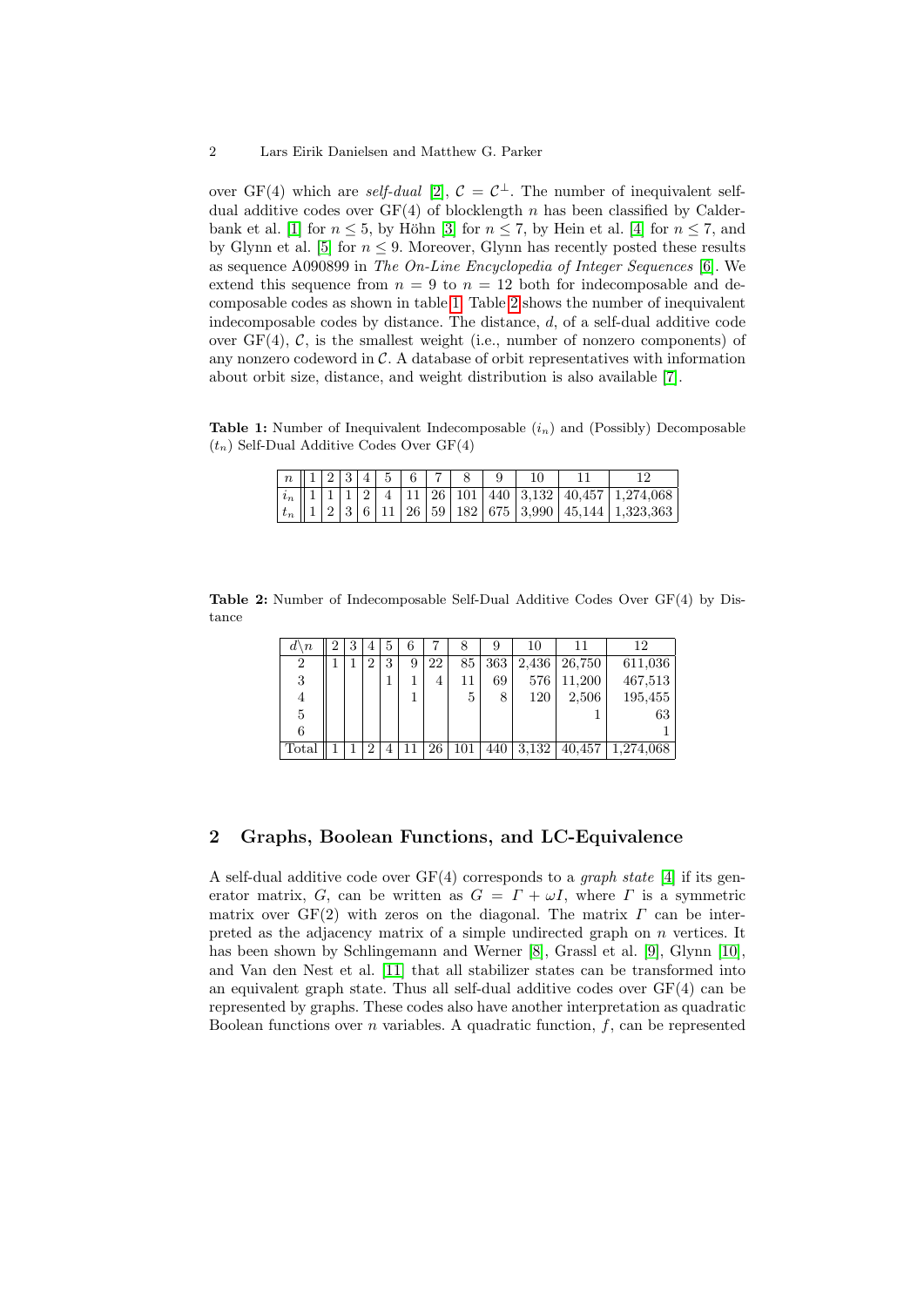over GF(4) which are *self-dual* [2], $\mathcal{C} = \mathcal{C}^{\perp}$. The number of inequivalent self-dual additive codes over GF(4) of blocklength $n$ has been classified by Calderbank et al. [1] for $n \leq 5$, by Höhn [3] for $n \leq 7$, by Hein et al. [4] for $n \leq 7$, and by Glynn et al. [5] for $n \leq 9$. Moreover, Glynn has recently posted these results as sequence A090899 in *The On-Line Encyclopedia of Integer Sequences* [6]. We extend this sequence from $n = 9$ to $n = 12$ both for indecomposable and decomposable codes as shown in table 1. Table 2 shows the number of inequivalent indecomposable codes by distance. The distance, $d$, of a self-dual additive code over GF(4), $\mathcal{C}$, is the smallest weight (i.e., number of nonzero components) of any nonzero codeword in $\mathcal{C}$. A database of orbit representatives with information about orbit size, distance, and weight distribution is also available [7].

**Table 1:** Number of Inequivalent Indecomposable ($i_n$) and (Possibly) Decomposable ($t_n$) Self-Dual Additive Codes Over GF(4)

| $n$ | 1 | 2 | 3 | 4 | 5 | 6 | 7 | 8 | 9 | 10 | 11 | 12 |
|---|---|---|---|---|---|---|---|---|---|---|---|---|
| $i_n$ | 1 | 1 | 1 | 2 | 4 | 11 | 26 | 101 | 440 | 3,132 | 40,457 | 1,274,068 |
| $t_n$ | 1 | 2 | 3 | 6 | 11 | 26 | 59 | 182 | 675 | 3,990 | 45,144 | 1,323,363 |

**Table 2:** Number of Indecomposable Self-Dual Additive Codes Over GF(4) by Distance

| $d \backslash n$ | 2 | 3 | 4 | 5 | 6 | 7 | 8 | 9 | 10 | 11 | 12 |
|---|---|---|---|---|---|---|---|---|---|---|---|
| 2 | 1 | 1 | 2 | 3 | 9 | 22 | 85 | 363 | 2,436 | 26,750 | 611,036 |
| 3 | | | | 1 | 1 | 4 | 11 | 69 | 576 | 11,200 | 467,513 |
| 4 | | | | | 1 | | 5 | 8 | 120 | 2,506 | 195,455 |
| 5 | | | | | | | | | | 1 | 63 |
| 6 | | | | | | | | | | | 1 |
| Total | 1 | 1 | 2 | 4 | 11 | 26 | 101 | 440 | 3,132 | 40,457 | 1,274,068 |

## 2 Graphs, Boolean Functions, and LC-Equivalence

A self-dual additive code over GF(4) corresponds to a *graph state* [4] if its generator matrix, $G$, can be written as $G = \Gamma + \omega I$, where $\Gamma$ is a symmetric matrix over GF(2) with zeros on the diagonal. The matrix $\Gamma$ can be interpreted as the adjacency matrix of a simple undirected graph on $n$ vertices. It has been shown by Schlingemann and Werner [8], Grassl et al. [9], Glynn [10], and Van den Nest et al. [11] that all stabilizer states can be transformed into an equivalent graph state. Thus all self-dual additive codes over GF(4) can be represented by graphs. These codes also have another interpretation as quadratic Boolean functions over $n$ variables. A quadratic function, $f$, can be represented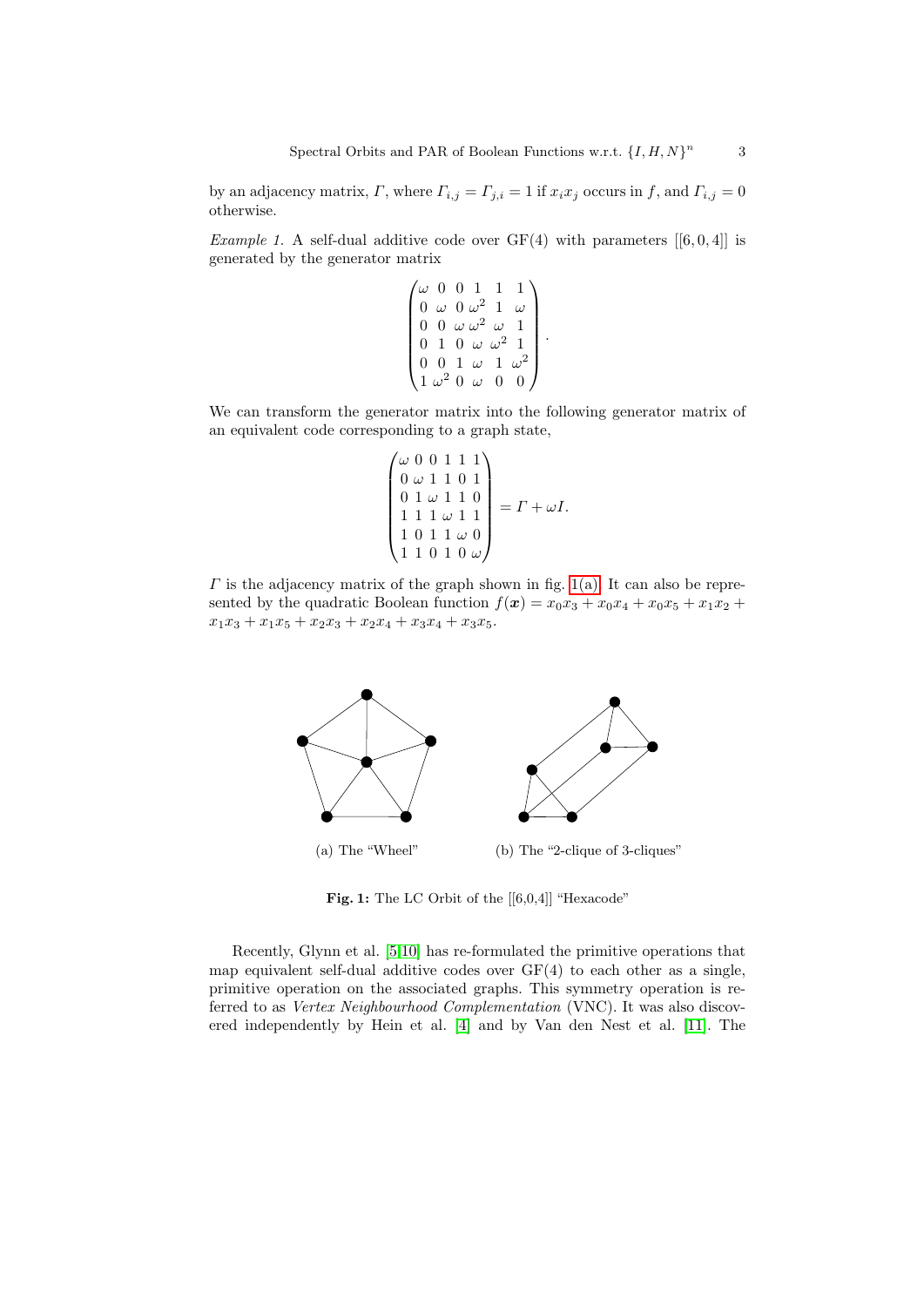by an adjacency matrix, $\Gamma$, where $\Gamma_{i,j} = \Gamma_{j,i} = 1$ if $x_i x_j$ occurs in $f$, and $\Gamma_{i,j} = 0$ otherwise.

*Example 1.* A self-dual additive code over GF(4) with parameters [[6, 0, 4]] is generated by the generator matrix

$$\begin{pmatrix} \omega & 0 & 0 & 1 & 1 & 1 \\ 0 & \omega & 0 & \omega^2 & 1 & \omega \\ 0 & 0 & \omega & \omega^2 & \omega & 1 \\ 0 & 1 & 0 & \omega & \omega^2 & 1 \\ 0 & 0 & 1 & \omega & 1 & \omega^2 \\ 1 & \omega^2 & 0 & \omega & 0 & 0 \end{pmatrix}.$$

We can transform the generator matrix into the following generator matrix of an equivalent code corresponding to a graph state,

$$\begin{pmatrix} \omega & 0 & 0 & 1 & 1 & 1 \\ 0 & \omega & 1 & 1 & 0 & 1 \\ 0 & 1 & \omega & 1 & 1 & 0 \\ 1 & 1 & 1 & \omega & 1 & 1 \\ 1 & 0 & 1 & 1 & \omega & 0 \\ 1 & 1 & 0 & 1 & 0 & \omega \end{pmatrix} = \Gamma + \omega I.$$

$\Gamma$ is the adjacency matrix of the graph shown in fig. 1(a). It can also be represented by the quadratic Boolean function $f(\boldsymbol{x}) = x_0x_3 + x_0x_4 + x_0x_5 + x_1x_2 + x_1x_3 + x_1x_5 + x_2x_3 + x_2x_4 + x_3x_4 + x_3x_5$.

(a) The "Wheel"

(b) The "2-clique of 3-cliques"

**Fig. 1:** The LC Orbit of the [[6,0,4]] "Hexacode"

Recently, Glynn et al. [5,10] has re-formulated the primitive operations that map equivalent self-dual additive codes over GF(4) to each other as a single, primitive operation on the associated graphs. This symmetry operation is referred to as *Vertex Neighbourhood Complementation* (VNC). It was also discovered independently by Hein et al. [4] and by Van den Nest et al. [11]. The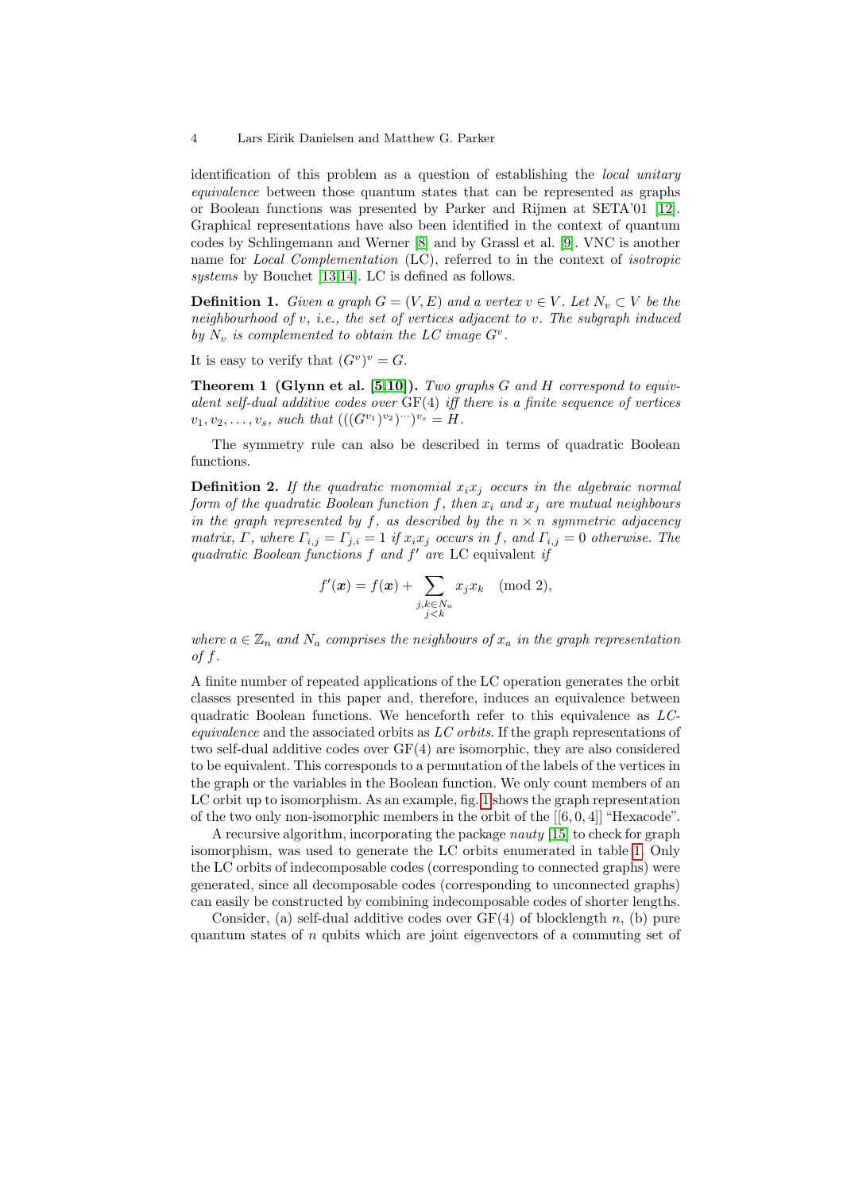identification of this problem as a question of establishing the *local unitary equivalence* between those quantum states that can be represented as graphs or Boolean functions was presented by Parker and Rijmen at SETA'01 [12]. Graphical representations have also been identified in the context of quantum codes by Schlingemann and Werner [8] and by Grassl et al. [9]. VNC is another name for *Local Complementation* (LC), referred to in the context of *isotropic systems* by Bouchet [13,14]. LC is defined as follows.

**Definition 1.** *Given a graph $G = (V, E)$ and a vertex $v \in V$. Let $N_v \subset V$ be the neighbourhood of $v$, i.e., the set of vertices adjacent to $v$. The subgraph induced by $N_v$ is complemented to obtain the LC image $G^v$.*

It is easy to verify that $(G^v)^v = G$.

**Theorem 1 (Glynn et al. [5,10]).** *Two graphs $G$ and $H$ correspond to equivalent self-dual additive codes over* GF(4) *iff there is a finite sequence of vertices $v_1, v_2, \ldots, v_s$, such that $(((G^{v_1})^{v_2})^{\cdots})^{v_s} = H$.*

The symmetry rule can also be described in terms of quadratic Boolean functions.

**Definition 2.** *If the quadratic monomial $x_i x_j$ occurs in the algebraic normal form of the quadratic Boolean function $f$, then $x_i$ and $x_j$ are mutual neighbours in the graph represented by $f$, as described by the $n \times n$ symmetric adjacency matrix, $\Gamma$, where $\Gamma_{i,j} = \Gamma_{j,i} = 1$ if $x_i x_j$ occurs in $f$, and $\Gamma_{i,j} = 0$ otherwise. The quadratic Boolean functions $f$ and $f'$ are* LC equivalent *if*

$$f'(\boldsymbol{x}) = f(\boldsymbol{x}) + \sum_{\substack{j,k \in N_a \\ j<k}} x_j x_k \pmod 2,$$

*where $a \in \mathbb{Z}_n$ and $N_a$ comprises the neighbours of $x_a$ in the graph representation of $f$.*

A finite number of repeated applications of the LC operation generates the orbit classes presented in this paper and, therefore, induces an equivalence between quadratic Boolean functions. We henceforth refer to this equivalence as *LC-equivalence* and the associated orbits as *LC orbits*. If the graph representations of two self-dual additive codes over GF(4) are isomorphic, they are also considered to be equivalent. This corresponds to a permutation of the labels of the vertices in the graph or the variables in the Boolean function. We only count members of an LC orbit up to isomorphism. As an example, fig. 1 shows the graph representation of the two only non-isomorphic members in the orbit of the $[[6, 0, 4]]$ "Hexacode".

A recursive algorithm, incorporating the package *nauty* [15] to check for graph isomorphism, was used to generate the LC orbits enumerated in table 1. Only the LC orbits of indecomposable codes (corresponding to connected graphs) were generated, since all decomposable codes (corresponding to unconnected graphs) can easily be constructed by combining indecomposable codes of shorter lengths.

Consider, (a) self-dual additive codes over GF(4) of blocklength $n$, (b) pure quantum states of $n$ qubits which are joint eigenvectors of a commuting set of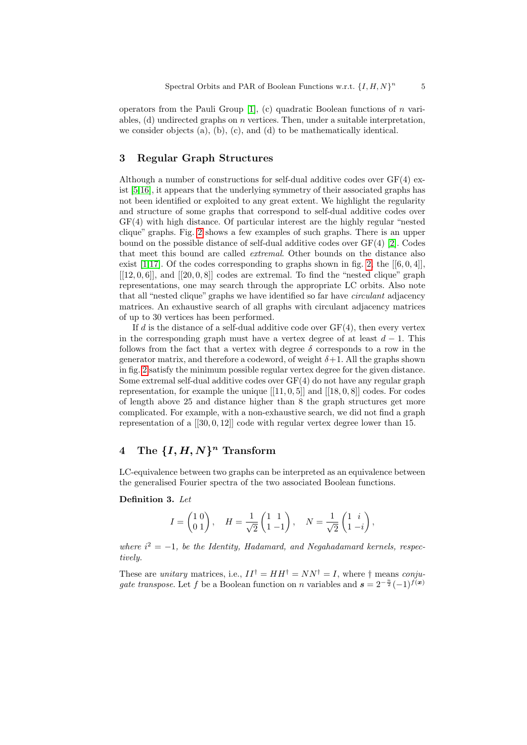operators from the Pauli Group [1], (c) quadratic Boolean functions of $n$ variables, (d) undirected graphs on $n$ vertices. Then, under a suitable interpretation, we consider objects (a), (b), (c), and (d) to be mathematically identical.

## 3 Regular Graph Structures

Although a number of constructions for self-dual additive codes over GF(4) exist [5,16], it appears that the underlying symmetry of their associated graphs has not been identified or exploited to any great extent. We highlight the regularity and structure of some graphs that correspond to self-dual additive codes over GF(4) with high distance. Of particular interest are the highly regular "nested clique" graphs. Fig. 2 shows a few examples of such graphs. There is an upper bound on the possible distance of self-dual additive codes over GF(4) [2]. Codes that meet this bound are called *extremal*. Other bounds on the distance also exist [1,17]. Of the codes corresponding to graphs shown in fig. 2, the $[[6, 0, 4]]$, $[[12, 0, 6]]$, and $[[20, 0, 8]]$ codes are extremal. To find the "nested clique" graph representations, one may search through the appropriate LC orbits. Also note that all "nested clique" graphs we have identified so far have *circulant* adjacency matrices. An exhaustive search of all graphs with circulant adjacency matrices of up to 30 vertices has been performed.

If $d$ is the distance of a self-dual additive code over GF(4), then every vertex in the corresponding graph must have a vertex degree of at least $d - 1$. This follows from the fact that a vertex with degree $\delta$ corresponds to a row in the generator matrix, and therefore a codeword, of weight $\delta + 1$. All the graphs shown in fig. 2 satisfy the minimum possible regular vertex degree for the given distance. Some extremal self-dual additive codes over GF(4) do not have any regular graph representation, for example the unique $[[11, 0, 5]]$ and $[[18, 0, 8]]$ codes. For codes of length above 25 and distance higher than 8 the graph structures get more complicated. For example, with a non-exhaustive search, we did not find a graph representation of a $[[30, 0, 12]]$ code with regular vertex degree lower than 15.

## 4 The $\{I, H, N\}^n$ Transform

LC-equivalence between two graphs can be interpreted as an equivalence between the generalised Fourier spectra of the two associated Boolean functions.

**Definition 3.** *Let*

$$I = \begin{pmatrix} 1 & 0 \\ 0 & 1 \end{pmatrix}, \quad H = \frac{1}{\sqrt{2}} \begin{pmatrix} 1 & 1 \\ 1 & -1 \end{pmatrix}, \quad N = \frac{1}{\sqrt{2}} \begin{pmatrix} 1 & i \\ 1 & -i \end{pmatrix},$$

*where $i^2 = -1$, be the Identity, Hadamard, and Negahadamard kernels, respectively.*

These are *unitary* matrices, i.e., $II^\dagger = HH^\dagger = NN^\dagger = I$, where $\dagger$ means *conjugate transpose*. Let $f$ be a Boolean function on $n$ variables and $\boldsymbol{s} = 2^{-\frac{n}{2}}(-1)^{f(\boldsymbol{x})}$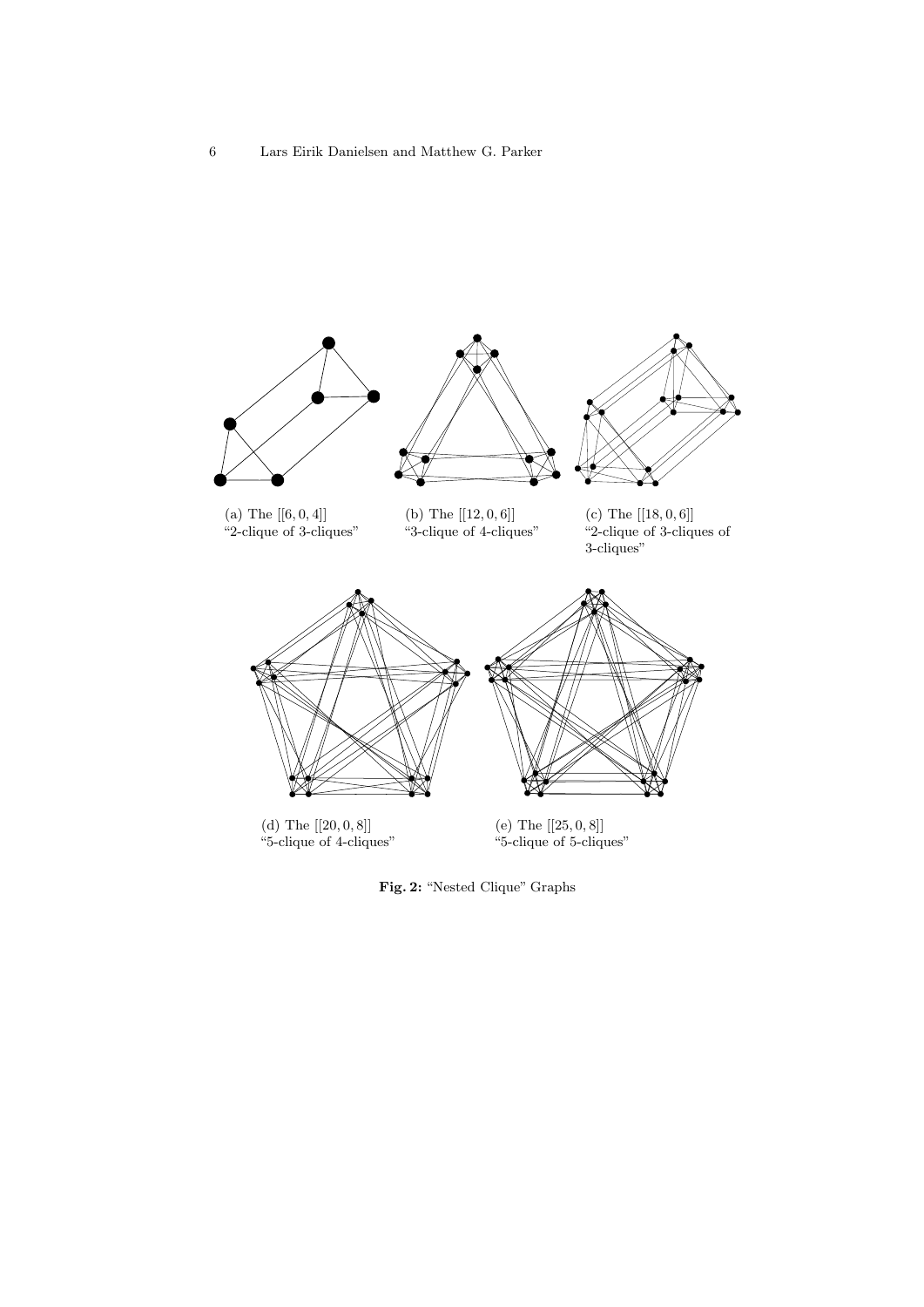(a) The $[[6, 0, 4]]$ "2-clique of 3-cliques"

(b) The $[[12, 0, 6]]$ "3-clique of 4-cliques"

(c) The $[[18, 0, 6]]$ "2-clique of 3-cliques of 3-cliques"

(d) The $[[20, 0, 8]]$ "5-clique of 4-cliques"

(e) The $[[25, 0, 8]]$ "5-clique of 5-cliques"

**Fig. 2:** "Nested Clique" Graphs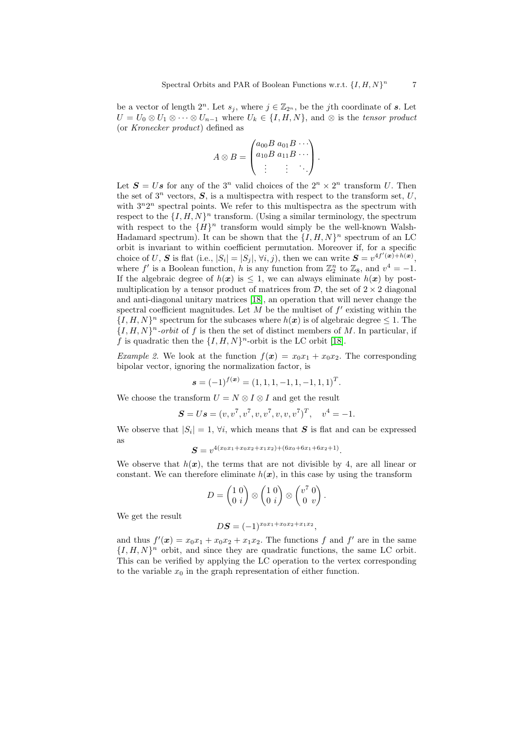be a vector of length $2^n$. Let $s_j$, where $j \in \mathbb{Z}_{2^n}$, be the $j$th coordinate of $\boldsymbol{s}$. Let $U = U_0 \otimes U_1 \otimes \cdots \otimes U_{n-1}$ where $U_k \in \{I, H, N\}$, and $\otimes$ is the *tensor product* (or *Kronecker product*) defined as

$$A \otimes B = \begin{pmatrix} a_{00}B & a_{01}B & \cdots \\ a_{10}B & a_{11}B & \cdots \\ \vdots & \vdots & \ddots \end{pmatrix}.$$

Let $\boldsymbol{S} = U\boldsymbol{s}$ for any of the $3^n$ valid choices of the $2^n \times 2^n$ transform $U$. Then the set of $3^n$ vectors, $\boldsymbol{S}$, is a multispectra with respect to the transform set, $U$, with $3^n 2^n$ spectral points. We refer to this multispectra as the spectrum with respect to the $\{I, H, N\}^n$ transform. (Using a similar terminology, the spectrum with respect to the $\{H\}^n$ transform would simply be the well-known Walsh-Hadamard spectrum). It can be shown that the $\{I, H, N\}^n$ spectrum of an LC orbit is invariant to within coefficient permutation. Moreover if, for a specific choice of $U$, $\boldsymbol{S}$ is flat (i.e., $|S_i| = |S_j|, \forall i, j$), then we can write $\boldsymbol{S} = v^{4f'(\boldsymbol{x}) + h(\boldsymbol{x})}$, where $f'$ is a Boolean function, $h$ is any function from $\mathbb{Z}_2^n$ to $\mathbb{Z}_8$, and $v^4 = -1$. If the algebraic degree of $h(\boldsymbol{x})$ is $\leq 1$, we can always eliminate $h(\boldsymbol{x})$ by post-multiplication by a tensor product of matrices from $\mathcal{D}$, the set of $2 \times 2$ diagonal and anti-diagonal unitary matrices [18], an operation that will never change the spectral coefficient magnitudes. Let $M$ be the multiset of $f'$ existing within the $\{I, H, N\}^n$ spectrum for the subcases where $h(\boldsymbol{x})$ is of algebraic degree $\leq 1$. The $\{I, H, N\}^n$-*orbit* of $f$ is then the set of distinct members of $M$. In particular, if $f$ is quadratic then the $\{I, H, N\}^n$-orbit is the LC orbit [18].

*Example 2.* We look at the function $f(\boldsymbol{x}) = x_0 x_1 + x_0 x_2$. The corresponding bipolar vector, ignoring the normalization factor, is

$$\boldsymbol{s} = (-1)^{f(\boldsymbol{x})} = (1, 1, 1, -1, 1, -1, 1, 1)^T.$$

We choose the transform $U = N \otimes I \otimes I$ and get the result

$$\boldsymbol{S} = U\boldsymbol{s} = (v, v^7, v^7, v, v^7, v, v, v^7)^T, \quad v^4 = -1.$$

We observe that $|S_i| = 1$, $\forall i$, which means that $\boldsymbol{S}$ is flat and can be expressed as

$$\boldsymbol{S} = v^{4(x_0 x_1 + x_0 x_2 + x_1 x_2) + (6x_0 + 6x_1 + 6x_2 + 1)}.$$

We observe that $h(\boldsymbol{x})$, the terms that are not divisible by 4, are all linear or constant. We can therefore eliminate $h(\boldsymbol{x})$, in this case by using the transform

$$D = \begin{pmatrix} 1 & 0 \\ 0 & i \end{pmatrix} \otimes \begin{pmatrix} 1 & 0 \\ 0 & i \end{pmatrix} \otimes \begin{pmatrix} v^7 & 0 \\ 0 & v \end{pmatrix}.$$

We get the result

$$D\boldsymbol{S} = (-1)^{x_0 x_1 + x_0 x_2 + x_1 x_2},$$

and thus $f'(\boldsymbol{x}) = x_0 x_1 + x_0 x_2 + x_1 x_2$. The functions $f$ and $f'$ are in the same $\{I, H, N\}^n$ orbit, and since they are quadratic functions, the same LC orbit. This can be verified by applying the LC operation to the vertex corresponding to the variable $x_0$ in the graph representation of either function.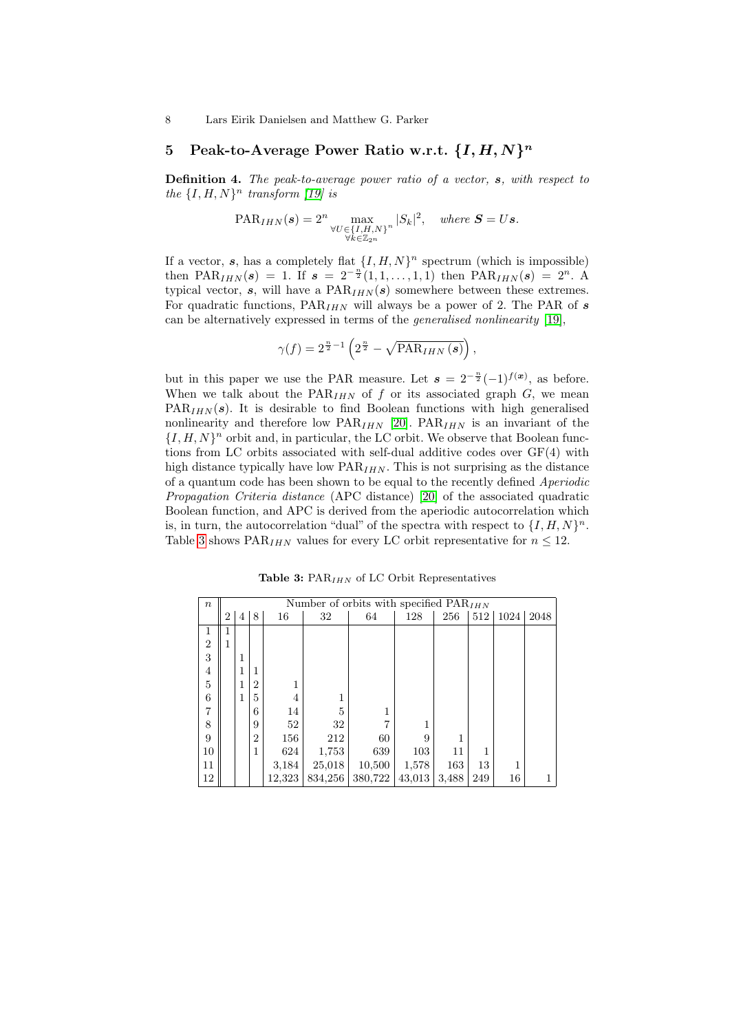## 5 Peak-to-Average Power Ratio w.r.t. $\{I, H, N\}^n$

**Definition 4.** *The peak-to-average power ratio of a vector, $\boldsymbol{s}$, with respect to the $\{I, H, N\}^n$ transform [19] is*

$$\mathrm{PAR}_{IHN}(\boldsymbol{s}) = 2^n \max_{\substack{\forall U \in \{I,H,N\}^n \\ \forall k \in \mathbb{Z}_{2^n}}} |S_k|^2, \quad \textit{where } \boldsymbol{S} = U\boldsymbol{s}.$$

If a vector, $\boldsymbol{s}$, has a completely flat $\{I, H, N\}^n$ spectrum (which is impossible) then $\mathrm{PAR}_{IHN}(\boldsymbol{s}) = 1$. If $\boldsymbol{s} = 2^{-\frac{n}{2}}(1, 1, \ldots, 1, 1)$ then $\mathrm{PAR}_{IHN}(\boldsymbol{s}) = 2^n$. A typical vector, $\boldsymbol{s}$, will have a $\mathrm{PAR}_{IHN}(\boldsymbol{s})$ somewhere between these extremes. For quadratic functions, $\mathrm{PAR}_{IHN}$ will always be a power of 2. The PAR of $\boldsymbol{s}$ can be alternatively expressed in terms of the *generalised nonlinearity* [19],

$$\gamma(f) = 2^{\frac{n}{2}-1}\left(2^{\frac{n}{2}} - \sqrt{\mathrm{PAR}_{IHN}(\boldsymbol{s})}\right),$$

but in this paper we use the PAR measure. Let $\boldsymbol{s} = 2^{-\frac{n}{2}}(-1)^{f(\boldsymbol{x})}$, as before. When we talk about the $\mathrm{PAR}_{IHN}$ of $f$ or its associated graph $G$, we mean $\mathrm{PAR}_{IHN}(\boldsymbol{s})$. It is desirable to find Boolean functions with high generalised nonlinearity and therefore low $\mathrm{PAR}_{IHN}$ [20]. $\mathrm{PAR}_{IHN}$ is an invariant of the $\{I, H, N\}^n$ orbit and, in particular, the LC orbit. We observe that Boolean functions from LC orbits associated with self-dual additive codes over GF(4) with high distance typically have low $\mathrm{PAR}_{IHN}$. This is not surprising as the distance of a quantum code has been shown to be equal to the recently defined *Aperiodic Propagation Criteria distance* (APC distance) [20] of the associated quadratic Boolean function, and APC is derived from the aperiodic autocorrelation which is, in turn, the autocorrelation "dual" of the spectra with respect to $\{I, H, N\}^n$. Table 3 shows $\mathrm{PAR}_{IHN}$ values for every LC orbit representative for $n \leq 12$.

**Table 3:** $\mathrm{PAR}_{IHN}$ of LC Orbit Representatives

| $n$ | Number of orbits with specified $\mathrm{PAR}_{IHN}$ | | | | | | | | | | |
|---|---|---|---|---|---|---|---|---|---|---|---|
| | 2 | 4 | 8 | 16 | 32 | 64 | 128 | 256 | 512 | 1024 | 2048 |
| 1 | 1 | | | | | | | | | | |
| 2 | 1 | | | | | | | | | | |
| 3 | | 1 | | | | | | | | | |
| 4 | | 1 | 1 | | | | | | | | |
| 5 | | 1 | 2 | 1 | | | | | | | |
| 6 | | 1 | 5 | 4 | 1 | | | | | | |
| 7 | | | 6 | 14 | 5 | 1 | | | | | |
| 8 | | | 9 | 52 | 32 | 7 | 1 | | | | |
| 9 | | | 2 | 156 | 212 | 60 | 9 | 1 | | | |
| 10 | | | 1 | 624 | 1,753 | 639 | 103 | 11 | 1 | | |
| 11 | | | | 3,184 | 25,018 | 10,500 | 1,578 | 163 | 13 | 1 | |
| 12 | | | | 12,323 | 834,256 | 380,722 | 43,013 | 3,488 | 249 | 16 | 1 |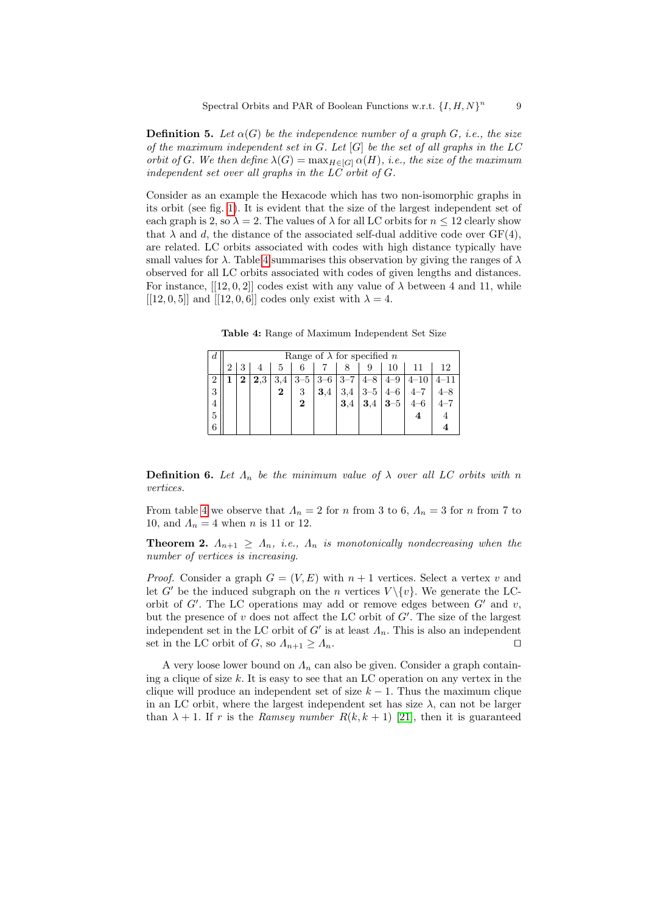**Definition 5.** *Let $\alpha(G)$ be the independence number of a graph $G$, i.e., the size of the maximum independent set in $G$. Let $[G]$ be the set of all graphs in the LC orbit of $G$. We then define $\lambda(G) = \max_{H \in [G]} \alpha(H)$, i.e., the size of the maximum independent set over all graphs in the LC orbit of $G$.*

Consider as an example the Hexacode which has two non-isomorphic graphs in its orbit (see fig. 1). It is evident that the size of the largest independent set of each graph is 2, so $\lambda = 2$. The values of $\lambda$ for all LC orbits for $n \leq 12$ clearly show that $\lambda$ and $d$, the distance of the associated self-dual additive code over GF(4), are related. LC orbits associated with codes with high distance typically have small values for $\lambda$. Table 4 summarises this observation by giving the ranges of $\lambda$ observed for all LC orbits associated with codes of given lengths and distances. For instance, $[[12, 0, 2]]$ codes exist with any value of $\lambda$ between 4 and 11, while $[[12, 0, 5]]$ and $[[12, 0, 6]]$ codes only exist with $\lambda = 4$.

**Table 4:** Range of Maximum Independent Set Size

| $d$ | Range of $\lambda$ for specified $n$ | | | | | | | | | | |
|---|---|---|---|---|---|---|---|---|---|---|---|
| | 2 | 3 | 4 | 5 | 6 | 7 | 8 | 9 | 10 | 11 | 12 |
| 2 | **1** | **2** | **2**,3 | 3,4 | 3–5 | 3–6 | 3–7 | 4–8 | 4–9 | 4–10 | 4–11 |
| 3 | | | | **2** | 3 | **3**,4 | 3,4 | 3–5 | 4–6 | 4–7 | 4–8 |
| 4 | | | | | **2** | | **3**,4 | **3**,4 | **3**–5 | 4–6 | 4–7 |
| 5 | | | | | | | | | | **4** | 4 |
| 6 | | | | | | | | | | | **4** |

**Definition 6.** *Let $\Lambda_n$ be the minimum value of $\lambda$ over all LC orbits with $n$ vertices.*

From table 4 we observe that $\Lambda_n = 2$ for $n$ from 3 to 6, $\Lambda_n = 3$ for $n$ from 7 to 10, and $\Lambda_n = 4$ when $n$ is 11 or 12.

**Theorem 2.** *$\Lambda_{n+1} \geq \Lambda_n$, i.e., $\Lambda_n$ is monotonically nondecreasing when the number of vertices is increasing.*

*Proof.* Consider a graph $G = (V, E)$ with $n + 1$ vertices. Select a vertex $v$ and let $G'$ be the induced subgraph on the $n$ vertices $V \setminus \{v\}$. We generate the LC-orbit of $G'$. The LC operations may add or remove edges between $G'$ and $v$, but the presence of $v$ does not affect the LC orbit of $G'$. The size of the largest independent set in the LC orbit of $G'$ is at least $\Lambda_n$. This is also an independent set in the LC orbit of $G$, so $\Lambda_{n+1} \geq \Lambda_n$. $\square$

A very loose lower bound on $\Lambda_n$ can also be given. Consider a graph containing a clique of size $k$. It is easy to see that an LC operation on any vertex in the clique will produce an independent set of size $k - 1$. Thus the maximum clique in an LC orbit, where the largest independent set has size $\lambda$, can not be larger than $\lambda + 1$. If $r$ is the *Ramsey number* $R(k, k + 1)$ [21], then it is guaranteed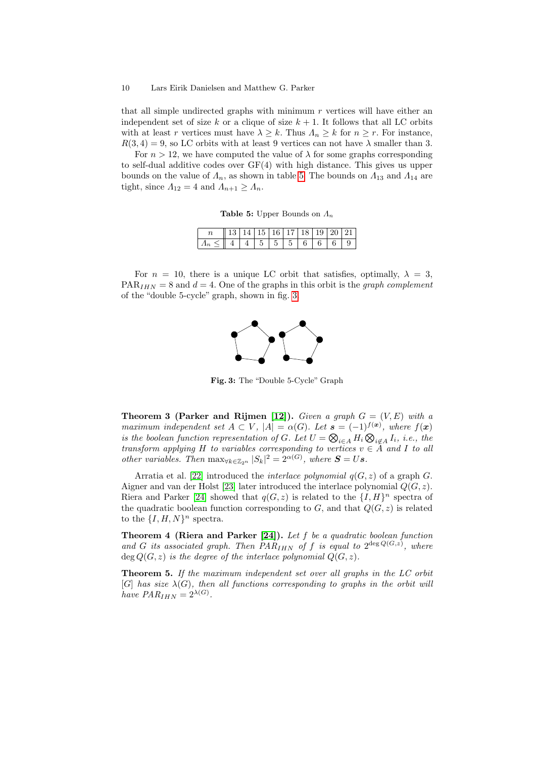that all simple undirected graphs with minimum $r$ vertices will have either an independent set of size $k$ or a clique of size $k+1$. It follows that all LC orbits with at least $r$ vertices must have $\lambda \geq k$. Thus $\Lambda_n \geq k$ for $n \geq r$. For instance, $R(3,4) = 9$, so LC orbits with at least 9 vertices can not have $\lambda$ smaller than 3.

For $n > 12$, we have computed the value of $\lambda$ for some graphs corresponding to self-dual additive codes over GF(4) with high distance. This gives us upper bounds on the value of $\Lambda_n$, as shown in table 5. The bounds on $\Lambda_{13}$ and $\Lambda_{14}$ are tight, since $\Lambda_{12} = 4$ and $\Lambda_{n+1} \geq \Lambda_n$.

**Table 5:** Upper Bounds on $\Lambda_n$

| $n$ | 13 | 14 | 15 | 16 | 17 | 18 | 19 | 20 | 21 |
|---|---|---|---|---|---|---|---|---|---|
| $\Lambda_n \leq$ | 4 | 4 | 5 | 5 | 5 | 6 | 6 | 6 | 9 |

For $n = 10$, there is a unique LC orbit that satisfies, optimally, $\lambda = 3$, $\mathrm{PAR}_{IHN} = 8$ and $d = 4$. One of the graphs in this orbit is the *graph complement* of the "double 5-cycle" graph, shown in fig. 3.

**Fig. 3:** The "Double 5-Cycle" Graph

**Theorem 3 (Parker and Rijmen [12]).** *Given a graph $G = (V, E)$ with a maximum independent set $A \subset V$, $|A| = \alpha(G)$. Let $\boldsymbol{s} = (-1)^{f(\boldsymbol{x})}$, where $f(\boldsymbol{x})$ is the boolean function representation of $G$. Let $U = \bigotimes_{i \in A} H_i \bigotimes_{i \notin A} I_i$, i.e., the transform applying $H$ to variables corresponding to vertices $v \in A$ and $I$ to all other variables. Then* $\max_{\forall k \in \mathbb{Z}_{2^n}} |S_k|^2 = 2^{\alpha(G)}$, *where* $\boldsymbol{S} = U\boldsymbol{s}$.

Arratia et al. [22] introduced the *interlace polynomial* $q(G, z)$ of a graph $G$. Aigner and van der Holst [23] later introduced the interlace polynomial $Q(G, z)$. Riera and Parker [24] showed that $q(G, z)$ is related to the $\{I, H\}^n$ spectra of the quadratic boolean function corresponding to $G$, and that $Q(G, z)$ is related to the $\{I, H, N\}^n$ spectra.

**Theorem 4 (Riera and Parker [24]).** *Let $f$ be a quadratic boolean function and $G$ its associated graph. Then $PAR_{IHN}$ of $f$ is equal to $2^{\deg Q(G,z)}$, where $\deg Q(G, z)$ is the degree of the interlace polynomial $Q(G, z)$.*

**Theorem 5.** *If the maximum independent set over all graphs in the LC orbit $[G]$ has size $\lambda(G)$, then all functions corresponding to graphs in the orbit will have $PAR_{IHN} = 2^{\lambda(G)}$.*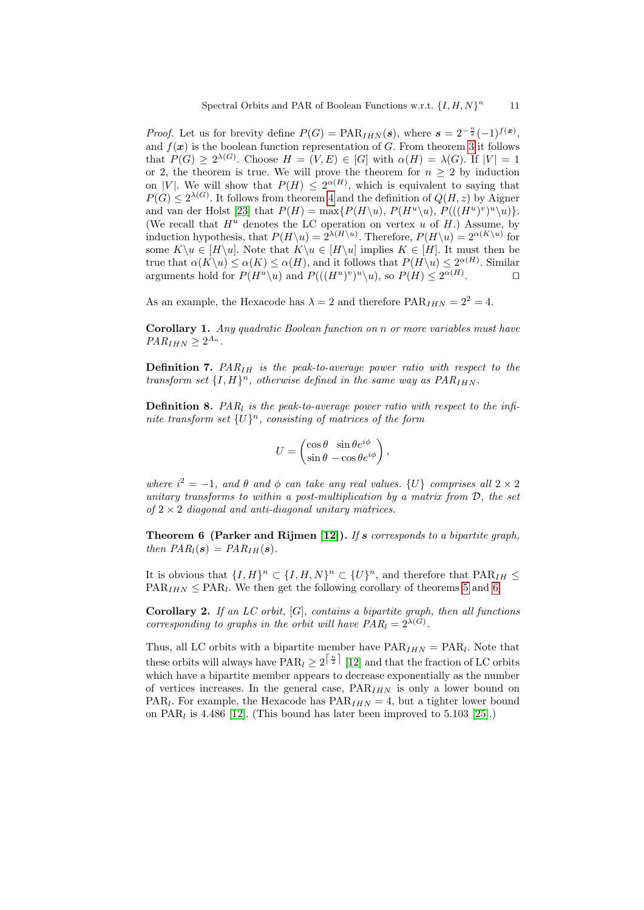*Proof.* Let us for brevity define $P(G) = \mathrm{PAR}_{IHN}(\boldsymbol{s})$, where $\boldsymbol{s} = 2^{-\frac{n}{2}}(-1)^{f(\boldsymbol{x})}$, and $f(\boldsymbol{x})$ is the boolean function representation of $G$. From theorem 3 it follows that $P(G) \geq 2^{\lambda(G)}$. Choose $H = (V,E) \in [G]$ with $\alpha(H) = \lambda(G)$. If $|V| = 1$ or 2, the theorem is true. We will prove the theorem for $n \geq 2$ by induction on $|V|$. We will show that $P(H) \leq 2^{\alpha(H)}$, which is equivalent to saying that $P(G) \leq 2^{\lambda(G)}$. It follows from theorem 4 and the definition of $Q(H,z)$ by Aigner and van der Holst [23] that $P(H) = \max\{P(H\backslash u),\, P(H^u\backslash u),\, P(((H^u)^v)^u\backslash u)\}$. (We recall that $H^u$ denotes the LC operation on vertex $u$ of $H$.) Assume, by induction hypothesis, that $P(H\backslash u) = 2^{\lambda(H\backslash u)}$. Therefore, $P(H\backslash u) = 2^{\alpha(K\backslash u)}$ for some $K\backslash u \in [H\backslash u]$. Note that $K\backslash u \in [H\backslash u]$ implies $K \in [H]$. It must then be true that $\alpha(K\backslash u) \leq \alpha(K) \leq \alpha(H)$, and it follows that $P(H\backslash u) \leq 2^{\alpha(H)}$. Similar arguments hold for $P(H^u\backslash u)$ and $P(((H^u)^v)^u\backslash u)$, so $P(H) \leq 2^{\alpha(H)}$. ◻

As an example, the Hexacode has $\lambda = 2$ and therefore $\mathrm{PAR}_{IHN} = 2^2 = 4$.

**Corollary 1.** *Any quadratic Boolean function on n or more variables must have* $PAR_{IHN} \geq 2^{\Lambda_n}$.

**Definition 7.** $PAR_{IH}$ *is the peak-to-average power ratio with respect to the transform set* $\{I,H\}^n$*, otherwise defined in the same way as* $PAR_{IHN}$.

**Definition 8.** $PAR_l$ *is the peak-to-average power ratio with respect to the infinite transform set* $\{U\}^n$*, consisting of matrices of the form*

$$U = \begin{pmatrix} \cos\theta & \sin\theta e^{i\phi} \\ \sin\theta & -\cos\theta e^{i\phi} \end{pmatrix},$$

*where* $i^2 = -1$*, and* $\theta$ *and* $\phi$ *can take any real values.* $\{U\}$ *comprises all* $2 \times 2$ *unitary transforms to within a post-multiplication by a matrix from* $\mathcal{D}$*, the set of* $2 \times 2$ *diagonal and anti-diagonal unitary matrices.*

**Theorem 6 (Parker and Rijmen [12]).** *If* $\boldsymbol{s}$ *corresponds to a bipartite graph, then* $PAR_l(\boldsymbol{s}) = PAR_{IH}(\boldsymbol{s})$.

It is obvious that $\{I,H\}^n \subset \{I,H,N\}^n \subset \{U\}^n$, and therefore that $\mathrm{PAR}_{IH} \leq \mathrm{PAR}_{IHN} \leq \mathrm{PAR}_l$. We then get the following corollary of theorems 5 and 6.

**Corollary 2.** *If an LC orbit,* $[G]$*, contains a bipartite graph, then all functions corresponding to graphs in the orbit will have* $PAR_l = 2^{\lambda(G)}$.

Thus, all LC orbits with a bipartite member have $\mathrm{PAR}_{IHN} = \mathrm{PAR}_l$. Note that these orbits will always have $\mathrm{PAR}_l \geq 2^{\lceil \frac{n}{2} \rceil}$ [12] and that the fraction of LC orbits which have a bipartite member appears to decrease exponentially as the number of vertices increases. In the general case, $\mathrm{PAR}_{IHN}$ is only a lower bound on $\mathrm{PAR}_l$. For example, the Hexacode has $\mathrm{PAR}_{IHN} = 4$, but a tighter lower bound on $\mathrm{PAR}_l$ is 4.486 [12]. (This bound has later been improved to 5.103 [25].)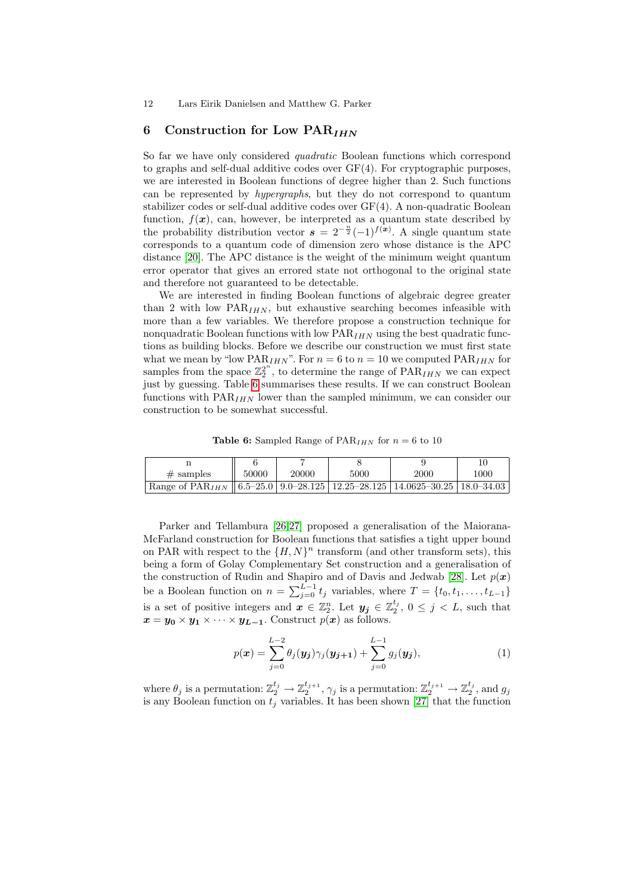## 6 Construction for Low $\text{PAR}_{IHN}$

So far we have only considered *quadratic* Boolean functions which correspond to graphs and self-dual additive codes over GF(4). For cryptographic purposes, we are interested in Boolean functions of degree higher than 2. Such functions can be represented by *hypergraphs*, but they do not correspond to quantum stabilizer codes or self-dual additive codes over GF(4). A non-quadratic Boolean function, $f(\boldsymbol{x})$, can, however, be interpreted as a quantum state described by the probability distribution vector $\boldsymbol{s} = 2^{-\frac{n}{2}}(-1)^{f(\boldsymbol{x})}$. A single quantum state corresponds to a quantum code of dimension zero whose distance is the APC distance [20]. The APC distance is the weight of the minimum weight quantum error operator that gives an errored state not orthogonal to the original state and therefore not guaranteed to be detectable.

We are interested in finding Boolean functions of algebraic degree greater than 2 with low $\text{PAR}_{IHN}$, but exhaustive searching becomes infeasible with more than a few variables. We therefore propose a construction technique for nonquadratic Boolean functions with low $\text{PAR}_{IHN}$ using the best quadratic functions as building blocks. Before we describe our construction we must first state what we mean by "low $\text{PAR}_{IHN}$". For $n = 6$ to $n = 10$ we computed $\text{PAR}_{IHN}$ for samples from the space $\mathbb{Z}_2^{2^n}$, to determine the range of $\text{PAR}_{IHN}$ we can expect just by guessing. Table 6 summarises these results. If we can construct Boolean functions with $\text{PAR}_{IHN}$ lower than the sampled minimum, we can consider our construction to be somewhat successful.

**Table 6:** Sampled Range of $\text{PAR}_{IHN}$ for $n = 6$ to 10

| n | 6 | 7 | 8 | 9 | 10 |
|---|---|---|---|---|---|
| # samples | 50000 | 20000 | 5000 | 2000 | 1000 |
| Range of $\text{PAR}_{IHN}$ | 6.5–25.0 | 9.0–28.125 | 12.25–28.125 | 14.0625–30.25 | 18.0–34.03 |

Parker and Tellambura [26,27] proposed a generalisation of the Maiorana-McFarland construction for Boolean functions that satisfies a tight upper bound on PAR with respect to the $\{H, N\}^n$ transform (and other transform sets), this being a form of Golay Complementary Set construction and a generalisation of the construction of Rudin and Shapiro and of Davis and Jedwab [28]. Let $p(\boldsymbol{x})$ be a Boolean function on $n = \sum_{j=0}^{L-1} t_j$ variables, where $T = \{t_0, t_1, \ldots, t_{L-1}\}$ is a set of positive integers and $\boldsymbol{x} \in \mathbb{Z}_2^n$. Let $\boldsymbol{y_j} \in \mathbb{Z}_2^{t_j}$, $0 \leq j < L$, such that $\boldsymbol{x} = \boldsymbol{y_0} \times \boldsymbol{y_1} \times \cdots \times \boldsymbol{y_{L-1}}$. Construct $p(\boldsymbol{x})$ as follows.

$$p(\boldsymbol{x}) = \sum_{j=0}^{L-2} \theta_j(\boldsymbol{y_j})\gamma_j(\boldsymbol{y_{j+1}}) + \sum_{j=0}^{L-1} g_j(\boldsymbol{y_j}), \tag{1}$$

where $\theta_j$ is a permutation: $\mathbb{Z}_2^{t_j} \to \mathbb{Z}_2^{t_{j+1}}$, $\gamma_j$ is a permutation: $\mathbb{Z}_2^{t_{j+1}} \to \mathbb{Z}_2^{t_j}$, and $g_j$ is any Boolean function on $t_j$ variables. It has been shown [27] that the function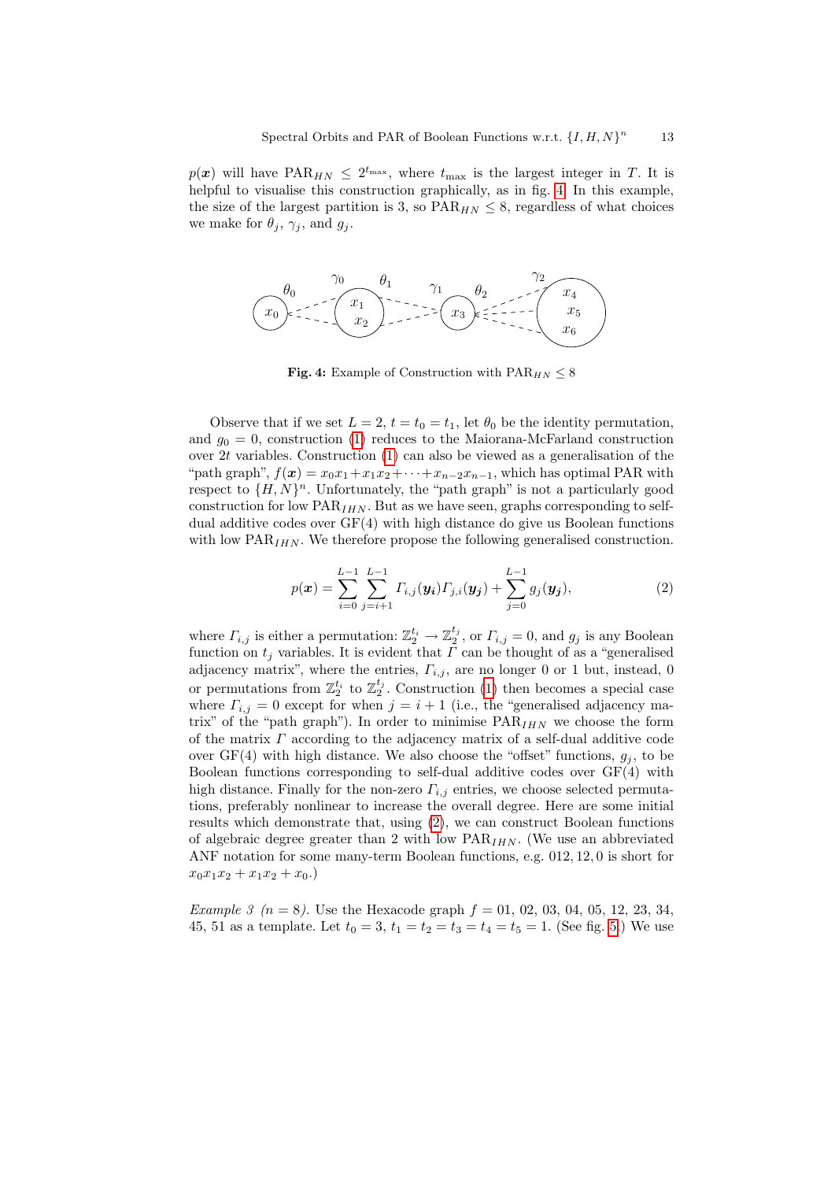$p(\boldsymbol{x})$ will have $\mathrm{PAR}_{HN} \leq 2^{t_{\max}}$, where $t_{\max}$ is the largest integer in $T$. It is helpful to visualise this construction graphically, as in fig. 4. In this example, the size of the largest partition is 3, so $\mathrm{PAR}_{HN} \leq 8$, regardless of what choices we make for $\theta_j$, $\gamma_j$, and $g_j$.

**Fig. 4:** Example of Construction with $\mathrm{PAR}_{HN} \leq 8$

Observe that if we set $L = 2$, $t = t_0 = t_1$, let $\theta_0$ be the identity permutation, and $g_0 = 0$, construction (1) reduces to the Maiorana-McFarland construction over $2t$ variables. Construction (1) can also be viewed as a generalisation of the "path graph", $f(\boldsymbol{x}) = x_0x_1 + x_1x_2 + \cdots + x_{n-2}x_{n-1}$, which has optimal PAR with respect to $\{H, N\}^n$. Unfortunately, the "path graph" is not a particularly good construction for low $\mathrm{PAR}_{IHN}$. But as we have seen, graphs corresponding to self-dual additive codes over GF(4) with high distance do give us Boolean functions with low $\mathrm{PAR}_{IHN}$. We therefore propose the following generalised construction.

$$p(\boldsymbol{x}) = \sum_{i=0}^{L-1} \sum_{j=i+1}^{L-1} \Gamma_{i,j}(\boldsymbol{y_i})\Gamma_{j,i}(\boldsymbol{y_j}) + \sum_{j=0}^{L-1} g_j(\boldsymbol{y_j}), \tag{2}$$

where $\Gamma_{i,j}$ is either a permutation: $\mathbb{Z}_2^{t_i} \to \mathbb{Z}_2^{t_j}$, or $\Gamma_{i,j} = 0$, and $g_j$ is any Boolean function on $t_j$ variables. It is evident that $\Gamma$ can be thought of as a "generalised adjacency matrix", where the entries, $\Gamma_{i,j}$, are no longer 0 or 1 but, instead, 0 or permutations from $\mathbb{Z}_2^{t_i}$ to $\mathbb{Z}_2^{t_j}$. Construction (1) then becomes a special case where $\Gamma_{i,j} = 0$ except for when $j = i + 1$ (i.e., the "generalised adjacency matrix" of the "path graph"). In order to minimise $\mathrm{PAR}_{IHN}$ we choose the form of the matrix $\Gamma$ according to the adjacency matrix of a self-dual additive code over GF(4) with high distance. We also choose the "offset" functions, $g_j$, to be Boolean functions corresponding to self-dual additive codes over GF(4) with high distance. Finally for the non-zero $\Gamma_{i,j}$ entries, we choose selected permutations, preferably nonlinear to increase the overall degree. Here are some initial results which demonstrate that, using (2), we can construct Boolean functions of algebraic degree greater than 2 with low $\mathrm{PAR}_{IHN}$. (We use an abbreviated ANF notation for some many-term Boolean functions, e.g. 012, 12, 0 is short for $x_0x_1x_2 + x_1x_2 + x_0$.)

*Example 3 ($n = 8$).* Use the Hexacode graph $f = 01,\ 02,\ 03,\ 04,\ 05,\ 12,\ 23,\ 34,\ 45,\ 51$ as a template. Let $t_0 = 3$, $t_1 = t_2 = t_3 = t_4 = t_5 = 1$. (See fig. 5.) We use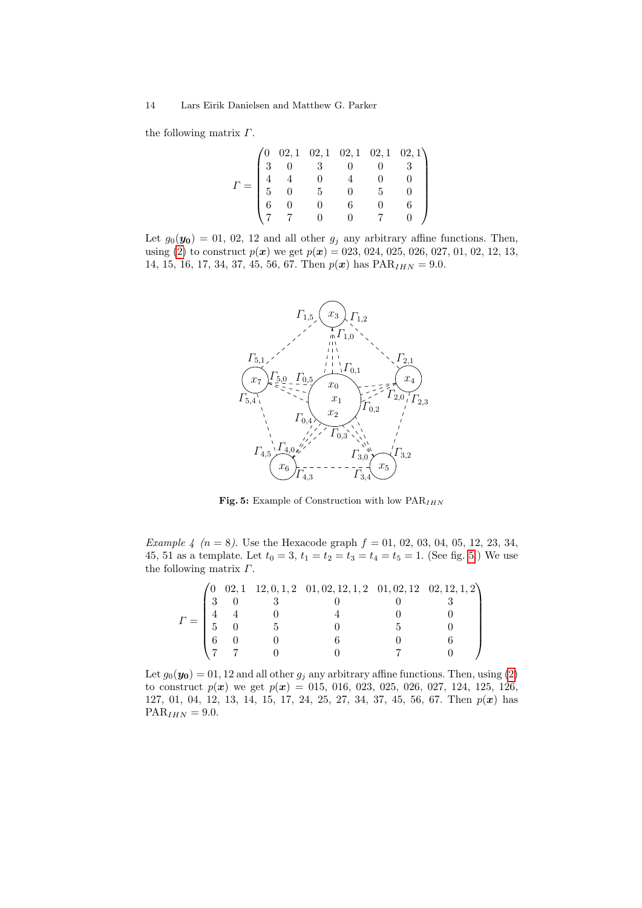the following matrix $\Gamma$.

$$\Gamma = \begin{pmatrix} 0 & 02,1 & 02,1 & 02,1 & 02,1 & 02,1 \\ 3 & 0 & 3 & 0 & 0 & 3 \\ 4 & 4 & 0 & 4 & 0 & 0 \\ 5 & 0 & 5 & 0 & 5 & 0 \\ 6 & 0 & 0 & 6 & 0 & 6 \\ 7 & 7 & 0 & 0 & 7 & 0 \end{pmatrix}$$

Let $g_0(\boldsymbol{y_0}) = 01, 02, 12$ and all other $g_j$ any arbitrary affine functions. Then, using (2) to construct $p(\boldsymbol{x})$ we get $p(\boldsymbol{x}) = 023, 024, 025, 026, 027, 01, 02, 12, 13, 14, 15, 16, 17, 34, 37, 45, 56, 67$. Then $p(\boldsymbol{x})$ has $\text{PAR}_{IHN} = 9.0$.

**Fig. 5:** Example of Construction with low $\text{PAR}_{IHN}$

*Example 4 ($n = 8$).* Use the Hexacode graph $f = 01, 02, 03, 04, 05, 12, 23, 34, 45, 51$ as a template. Let $t_0 = 3$, $t_1 = t_2 = t_3 = t_4 = t_5 = 1$. (See fig. 5.) We use the following matrix $\Gamma$.

$$\Gamma = \begin{pmatrix} 0 & 02,1 & 12,0,1,2 & 01,02,12,1,2 & 01,02,12 & 02,12,1,2 \\ 3 & 0 & 3 & 0 & 0 & 3 \\ 4 & 4 & 0 & 4 & 0 & 0 \\ 5 & 0 & 5 & 0 & 5 & 0 \\ 6 & 0 & 0 & 6 & 0 & 6 \\ 7 & 7 & 0 & 0 & 7 & 0 \end{pmatrix}$$

Let $g_0(\boldsymbol{y_0}) = 01, 12$ and all other $g_j$ any arbitrary affine functions. Then, using (2) to construct $p(\boldsymbol{x})$ we get $p(\boldsymbol{x}) = 015, 016, 023, 025, 026, 027, 124, 125, 126, 127, 01, 04, 12, 13, 14, 15, 17, 24, 25, 27, 34, 37, 45, 56, 67$. Then $p(\boldsymbol{x})$ has $\text{PAR}_{IHN} = 9.0$.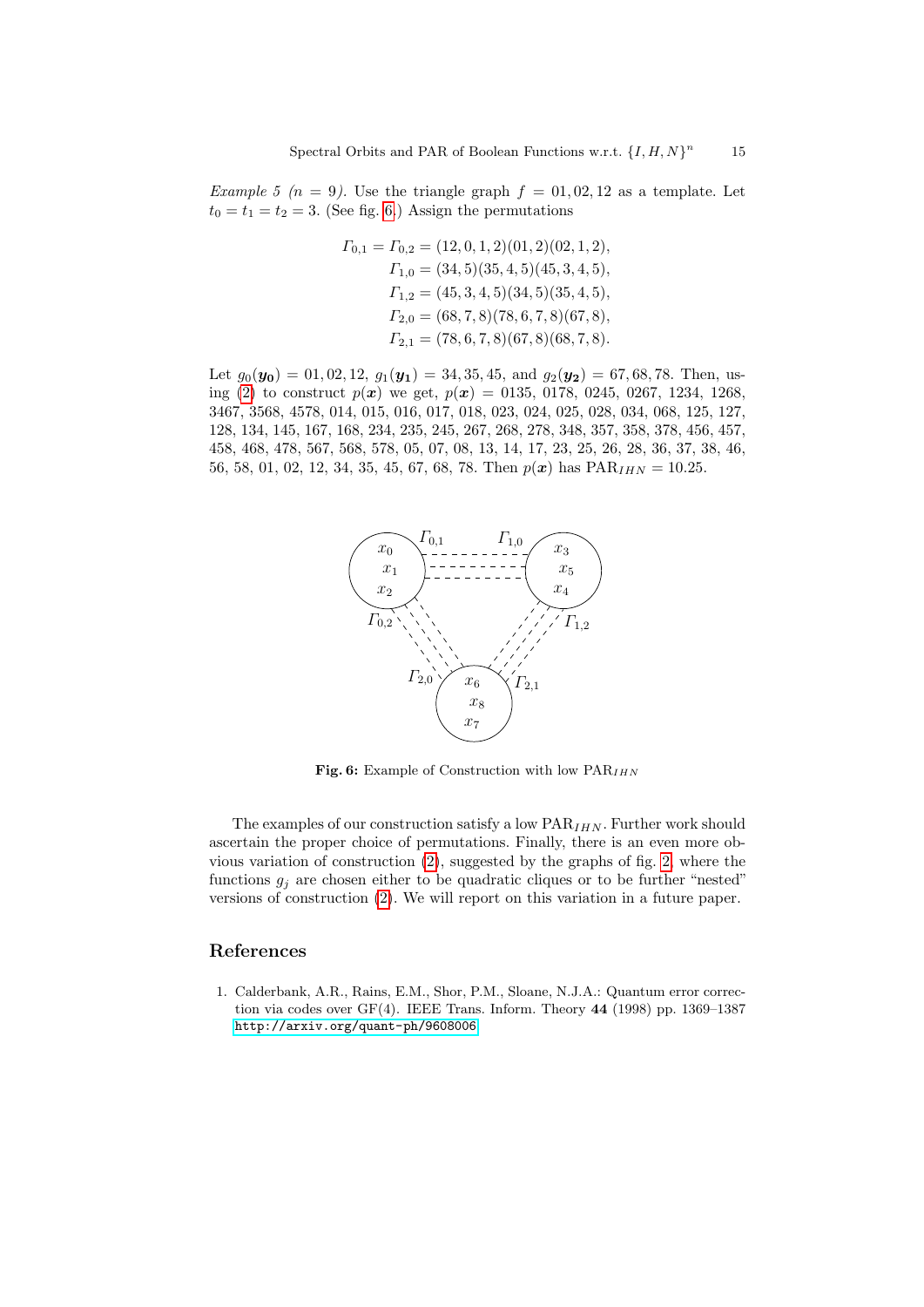*Example 5 ($n = 9$).* Use the triangle graph $f = 01, 02, 12$ as a template. Let $t_0 = t_1 = t_2 = 3$. (See fig. 6.) Assign the permutations

$$
\begin{aligned}
\Gamma_{0,1} = \Gamma_{0,2} &= (12, 0, 1, 2)(01, 2)(02, 1, 2), \\
\Gamma_{1,0} &= (34, 5)(35, 4, 5)(45, 3, 4, 5), \\
\Gamma_{1,2} &= (45, 3, 4, 5)(34, 5)(35, 4, 5), \\
\Gamma_{2,0} &= (68, 7, 8)(78, 6, 7, 8)(67, 8), \\
\Gamma_{2,1} &= (78, 6, 7, 8)(67, 8)(68, 7, 8).
\end{aligned}
$$

Let $g_0(\boldsymbol{y_0}) = 01, 02, 12$, $g_1(\boldsymbol{y_1}) = 34, 35, 45$, and $g_2(\boldsymbol{y_2}) = 67, 68, 78$. Then, using (2) to construct $p(\boldsymbol{x})$ we get, $p(\boldsymbol{x}) = 0135$, 0178, 0245, 0267, 1234, 1268, 3467, 3568, 4578, 014, 015, 016, 017, 018, 023, 024, 025, 028, 034, 068, 125, 127, 128, 134, 145, 167, 168, 234, 235, 245, 267, 268, 278, 348, 357, 358, 378, 456, 457, 458, 468, 478, 567, 568, 578, 05, 07, 08, 13, 14, 17, 23, 25, 26, 28, 36, 37, 38, 46, 56, 58, 01, 02, 12, 34, 35, 45, 67, 68, 78. Then $p(\boldsymbol{x})$ has $\text{PAR}_{IHN} = 10.25$.

**Fig. 6:** Example of Construction with low $\text{PAR}_{IHN}$

The examples of our construction satisfy a low $\text{PAR}_{IHN}$. Further work should ascertain the proper choice of permutations. Finally, there is an even more obvious variation of construction (2), suggested by the graphs of fig. 2, where the functions $g_j$ are chosen either to be quadratic cliques or to be further "nested" versions of construction (2). We will report on this variation in a future paper.

## References

1. Calderbank, A.R., Rains, E.M., Shor, P.M., Sloane, N.J.A.: Quantum error correction via codes over GF(4). IEEE Trans. Inform. Theory **44** (1998) pp. 1369–1387 http://arxiv.org/quant-ph/9608006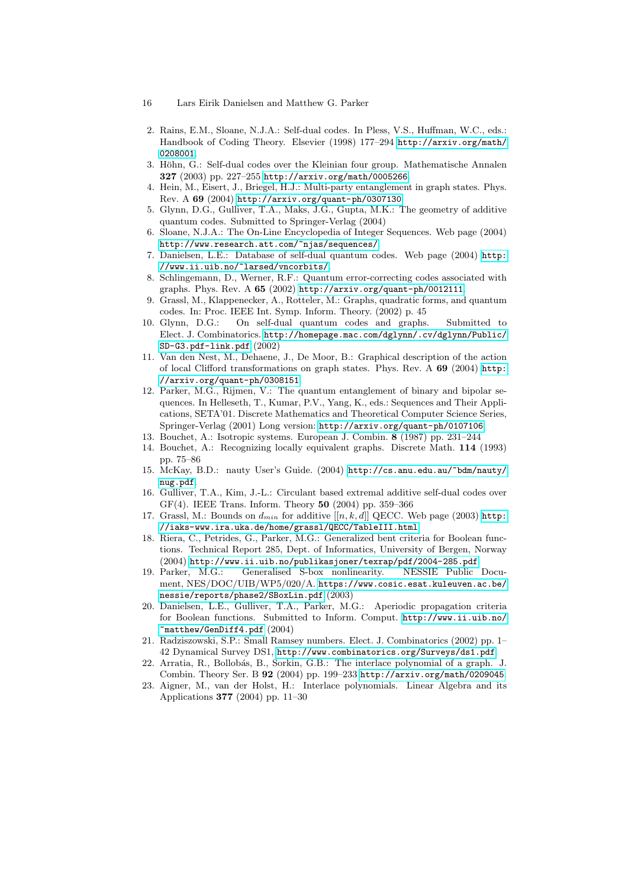2. Rains, E.M., Sloane, N.J.A.: Self-dual codes. In Pless, V.S., Huffman, W.C., eds.: Handbook of Coding Theory. Elsevier (1998) 177–294 http://arxiv.org/math/0208001
3. Höhn, G.: Self-dual codes over the Kleinian four group. Mathematische Annalen **327** (2003) pp. 227–255 http://arxiv.org/math/0005266
4. Hein, M., Eisert, J., Briegel, H.J.: Multi-party entanglement in graph states. Phys. Rev. A **69** (2004) http://arxiv.org/quant-ph/0307130
5. Glynn, D.G., Gulliver, T.A., Maks, J.G., Gupta, M.K.: The geometry of additive quantum codes. Submitted to Springer-Verlag (2004)
6. Sloane, N.J.A.: The On-Line Encyclopedia of Integer Sequences. Web page (2004) http://www.research.att.com/~njas/sequences/
7. Danielsen, L.E.: Database of self-dual quantum codes. Web page (2004) http://www.ii.uib.no/~larsed/vncorbits/
8. Schlingemann, D., Werner, R.F.: Quantum error-correcting codes associated with graphs. Phys. Rev. A **65** (2002) http://arxiv.org/quant-ph/0012111
9. Grassl, M., Klappenecker, A., Rotteler, M.: Graphs, quadratic forms, and quantum codes. In: Proc. IEEE Int. Symp. Inform. Theory. (2002) p. 45
10. Glynn, D.G.: On self-dual quantum codes and graphs. Submitted to Elect. J. Combinatorics. http://homepage.mac.com/dglynn/.cv/dglynn/Public/SD-G3.pdf-link.pdf (2002)
11. Van den Nest, M., Dehaene, J., De Moor, B.: Graphical description of the action of local Clifford transformations on graph states. Phys. Rev. A **69** (2004) http://arxiv.org/quant-ph/0308151
12. Parker, M.G., Rijmen, V.: The quantum entanglement of binary and bipolar sequences. In Helleseth, T., Kumar, P.V., Yang, K., eds.: Sequences and Their Applications, SETA'01. Discrete Mathematics and Theoretical Computer Science Series, Springer-Verlag (2001) Long version: http://arxiv.org/quant-ph/0107106
13. Bouchet, A.: Isotropic systems. European J. Combin. **8** (1987) pp. 231–244
14. Bouchet, A.: Recognizing locally equivalent graphs. Discrete Math. **114** (1993) pp. 75–86
15. McKay, B.D.: nauty User's Guide. (2004) http://cs.anu.edu.au/~bdm/nauty/nug.pdf
16. Gulliver, T.A., Kim, J.-L.: Circulant based extremal additive self-dual codes over GF(4). IEEE Trans. Inform. Theory **50** (2004) pp. 359–366
17. Grassl, M.: Bounds on $d_{min}$ for additive $[[n, k, d]]$ QECC. Web page (2003) http://iaks-www.ira.uka.de/home/grassl/QECC/TableIII.html
18. Riera, C., Petrides, G., Parker, M.G.: Generalized bent criteria for Boolean functions. Technical Report 285, Dept. of Informatics, University of Bergen, Norway (2004) http://www.ii.uib.no/publikasjoner/texrap/pdf/2004-285.pdf
19. Parker, M.G.: Generalised S-box nonlinearity. NESSIE Public Document, NES/DOC/UIB/WP5/020/A. https://www.cosic.esat.kuleuven.ac.be/nessie/reports/phase2/SBoxLin.pdf (2003)
20. Danielsen, L.E., Gulliver, T.A., Parker, M.G.: Aperiodic propagation criteria for Boolean functions. Submitted to Inform. Comput. http://www.ii.uib.no/~matthew/GenDiff4.pdf (2004)
21. Radziszowski, S.P.: Small Ramsey numbers. Elect. J. Combinatorics (2002) pp. 1–42 Dynamical Survey DS1, http://www.combinatorics.org/Surveys/ds1.pdf
22. Arratia, R., Bollobás, B., Sorkin, G.B.: The interlace polynomial of a graph. J. Combin. Theory Ser. B **92** (2004) pp. 199–233 http://arxiv.org/math/0209045
23. Aigner, M., van der Holst, H.: Interlace polynomials. Linear Algebra and its Applications **377** (2004) pp. 11–30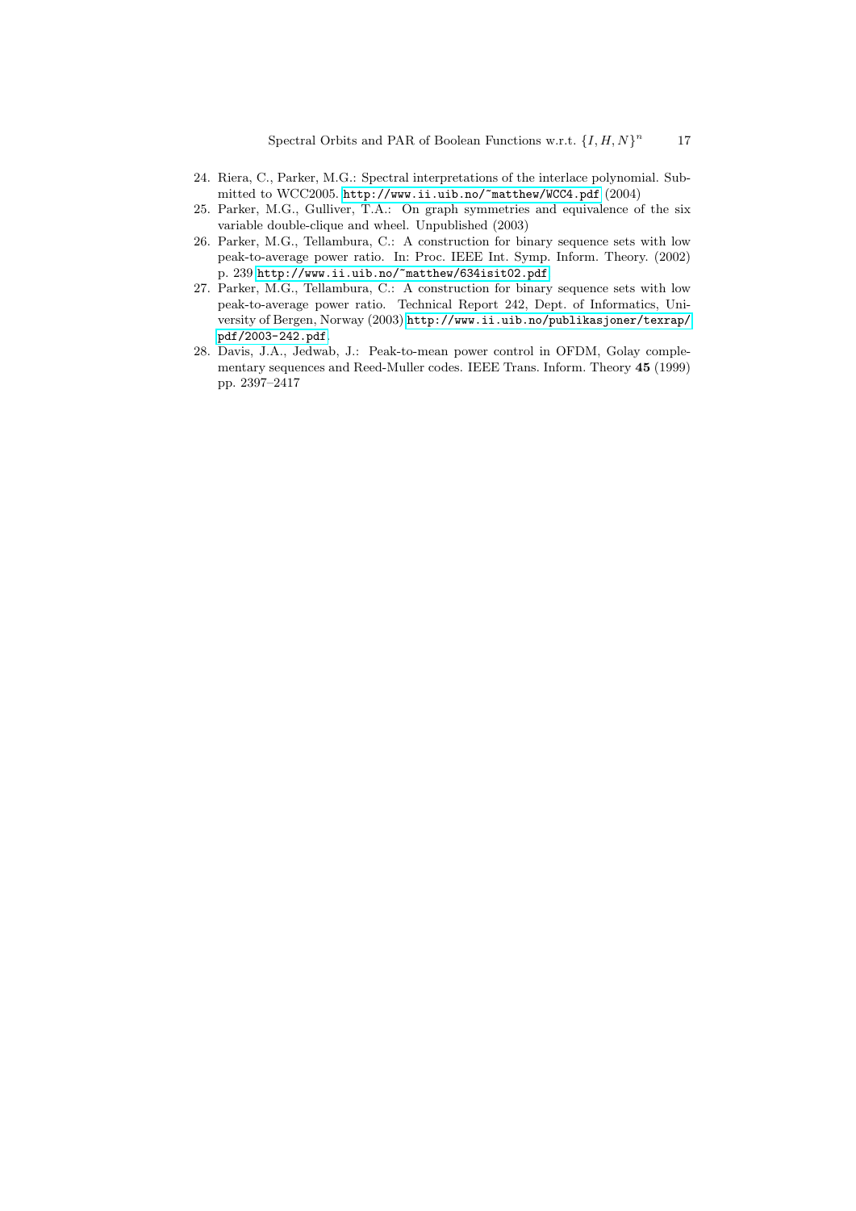24. Riera, C., Parker, M.G.: Spectral interpretations of the interlace polynomial. Submitted to WCC2005. http://www.ii.uib.no/~matthew/WCC4.pdf (2004)
25. Parker, M.G., Gulliver, T.A.: On graph symmetries and equivalence of the six variable double-clique and wheel. Unpublished (2003)
26. Parker, M.G., Tellambura, C.: A construction for binary sequence sets with low peak-to-average power ratio. In: Proc. IEEE Int. Symp. Inform. Theory. (2002) p. 239 http://www.ii.uib.no/~matthew/634isit02.pdf
27. Parker, M.G., Tellambura, C.: A construction for binary sequence sets with low peak-to-average power ratio. Technical Report 242, Dept. of Informatics, University of Bergen, Norway (2003) http://www.ii.uib.no/publikasjoner/texrap/pdf/2003-242.pdf.
28. Davis, J.A., Jedwab, J.: Peak-to-mean power control in OFDM, Golay complementary sequences and Reed-Muller codes. IEEE Trans. Inform. Theory **45** (1999) pp. 2397–2417